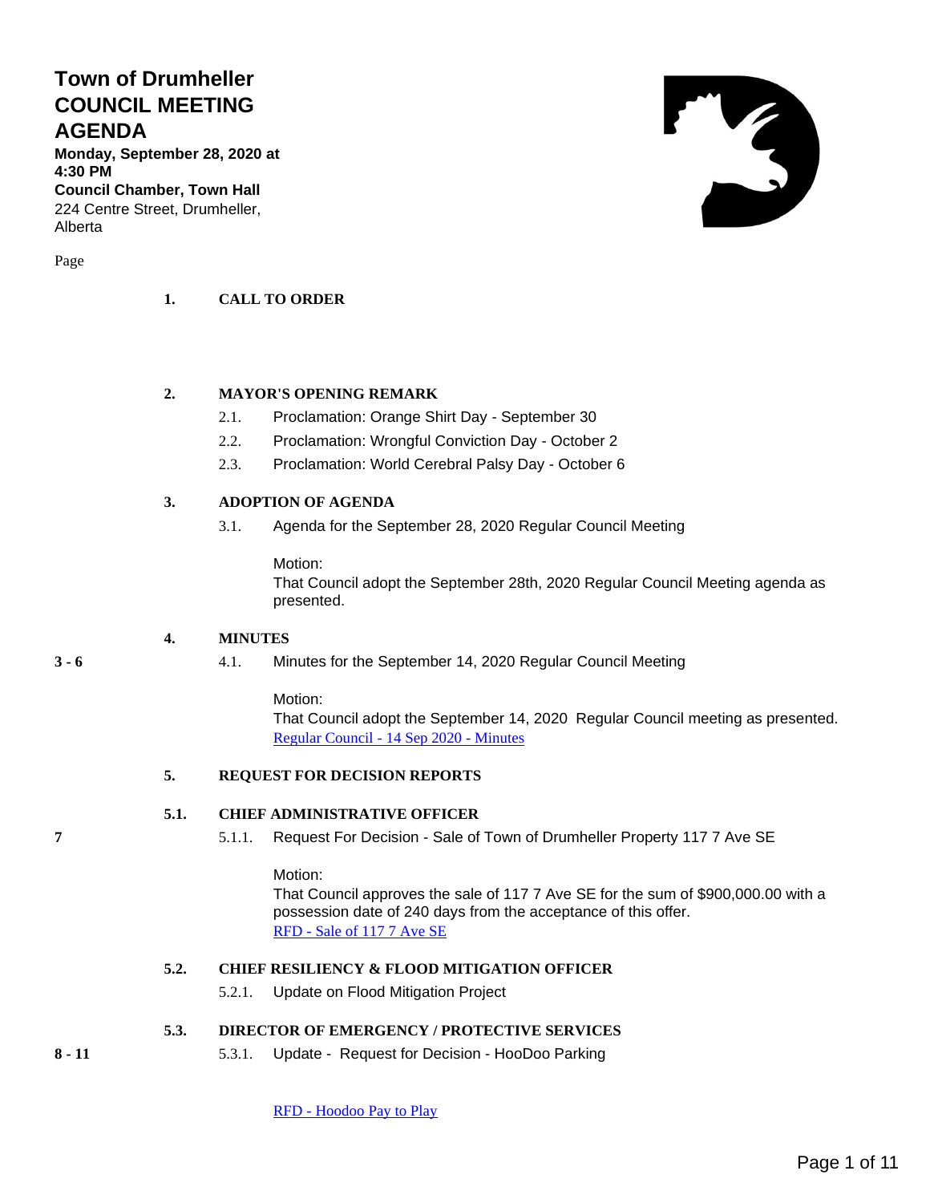# Town of Drumheller COUNCIL MEETING AGENDA

**Monday, September 28, 2020 at 4:30 PM**
**Council Chamber, Town Hall**
224 Centre Street, Drumheller, Alberta

Page

**1. CALL TO ORDER**

**2. MAYOR'S OPENING REMARK**

2.1. Proclamation: Orange Shirt Day - September 30

2.2. Proclamation: Wrongful Conviction Day - October 2

2.3. Proclamation: World Cerebral Palsy Day - October 6

**3. ADOPTION OF AGENDA**

3.1. Agenda for the September 28, 2020 Regular Council Meeting

Motion:
That Council adopt the September 28th, 2020 Regular Council Meeting agenda as presented.

**4. MINUTES**

**3 - 6** — 4.1. Minutes for the September 14, 2020 Regular Council Meeting

Motion:
That Council adopt the September 14, 2020 Regular Council meeting as presented.
Regular Council - 14 Sep 2020 - Minutes

**5. REQUEST FOR DECISION REPORTS**

**5.1. CHIEF ADMINISTRATIVE OFFICER**

**7** — 5.1.1. Request For Decision - Sale of Town of Drumheller Property 117 7 Ave SE

Motion:
That Council approves the sale of 117 7 Ave SE for the sum of $900,000.00 with a possession date of 240 days from the acceptance of this offer.
RFD - Sale of 117 7 Ave SE

**5.2. CHIEF RESILIENCY & FLOOD MITIGATION OFFICER**

5.2.1. Update on Flood Mitigation Project

**5.3. DIRECTOR OF EMERGENCY / PROTECTIVE SERVICES**

**8 - 11** — 5.3.1. Update - Request for Decision - HooDoo Parking

RFD - Hoodoo Pay to Play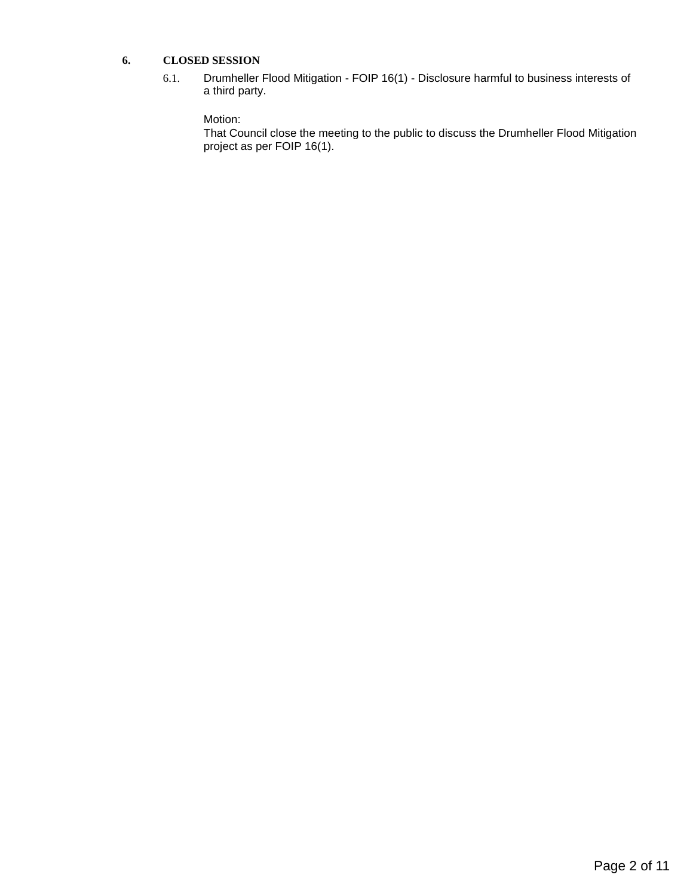## 6. CLOSED SESSION

6.1. Drumheller Flood Mitigation - FOIP 16(1) - Disclosure harmful to business interests of a third party.

Motion:
That Council close the meeting to the public to discuss the Drumheller Flood Mitigation project as per FOIP 16(1).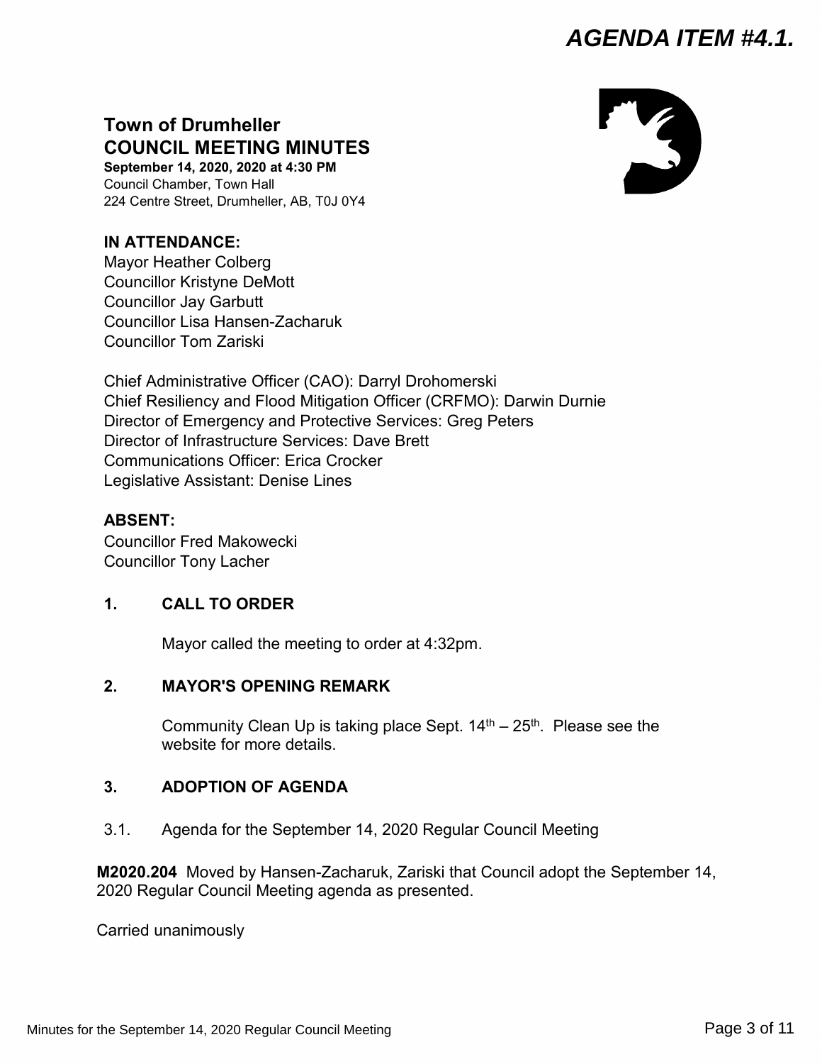# AGENDA ITEM #4.1.

## Town of Drumheller
## COUNCIL MEETING MINUTES

**September 14, 2020, 2020 at 4:30 PM**
Council Chamber, Town Hall
224 Centre Street, Drumheller, AB, T0J 0Y4

**IN ATTENDANCE:**
Mayor Heather Colberg
Councillor Kristyne DeMott
Councillor Jay Garbutt
Councillor Lisa Hansen-Zacharuk
Councillor Tom Zariski

Chief Administrative Officer (CAO): Darryl Drohomerski
Chief Resiliency and Flood Mitigation Officer (CRFMO): Darwin Durnie
Director of Emergency and Protective Services: Greg Peters
Director of Infrastructure Services: Dave Brett
Communications Officer: Erica Crocker
Legislative Assistant: Denise Lines

**ABSENT:**
Councillor Fred Makowecki
Councillor Tony Lacher

### 1. CALL TO ORDER

Mayor called the meeting to order at 4:32pm.

### 2. MAYOR'S OPENING REMARK

Community Clean Up is taking place Sept. 14th – 25th. Please see the website for more details.

### 3. ADOPTION OF AGENDA

3.1. Agenda for the September 14, 2020 Regular Council Meeting

**M2020.204** Moved by Hansen-Zacharuk, Zariski that Council adopt the September 14, 2020 Regular Council Meeting agenda as presented.

Carried unanimously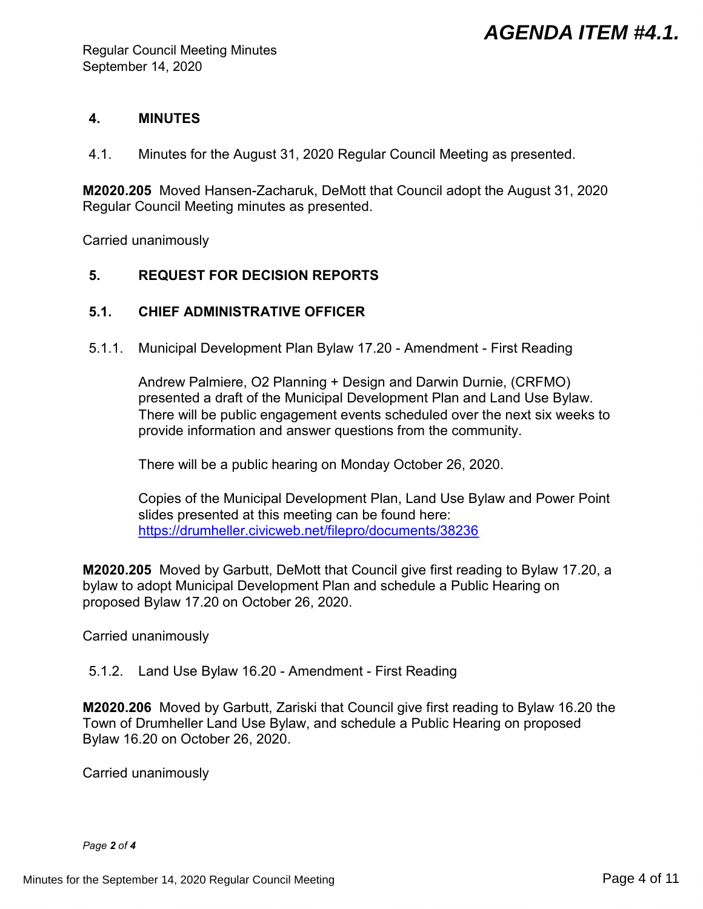## 4. MINUTES

4.1. Minutes for the August 31, 2020 Regular Council Meeting as presented.

**M2020.205** Moved Hansen-Zacharuk, DeMott that Council adopt the August 31, 2020 Regular Council Meeting minutes as presented.

Carried unanimously

## 5. REQUEST FOR DECISION REPORTS

### 5.1. CHIEF ADMINISTRATIVE OFFICER

5.1.1. Municipal Development Plan Bylaw 17.20 - Amendment - First Reading

Andrew Palmiere, O2 Planning + Design and Darwin Durnie, (CRFMO) presented a draft of the Municipal Development Plan and Land Use Bylaw. There will be public engagement events scheduled over the next six weeks to provide information and answer questions from the community.

There will be a public hearing on Monday October 26, 2020.

Copies of the Municipal Development Plan, Land Use Bylaw and Power Point slides presented at this meeting can be found here: [https://drumheller.civicweb.net/filepro/documents/38236](https://drumheller.civicweb.net/filepro/documents/38236)

**M2020.205** Moved by Garbutt, DeMott that Council give first reading to Bylaw 17.20, a bylaw to adopt Municipal Development Plan and schedule a Public Hearing on proposed Bylaw 17.20 on October 26, 2020.

Carried unanimously

5.1.2. Land Use Bylaw 16.20 - Amendment - First Reading

**M2020.206** Moved by Garbutt, Zariski that Council give first reading to Bylaw 16.20 the Town of Drumheller Land Use Bylaw, and schedule a Public Hearing on proposed Bylaw 16.20 on October 26, 2020.

Carried unanimously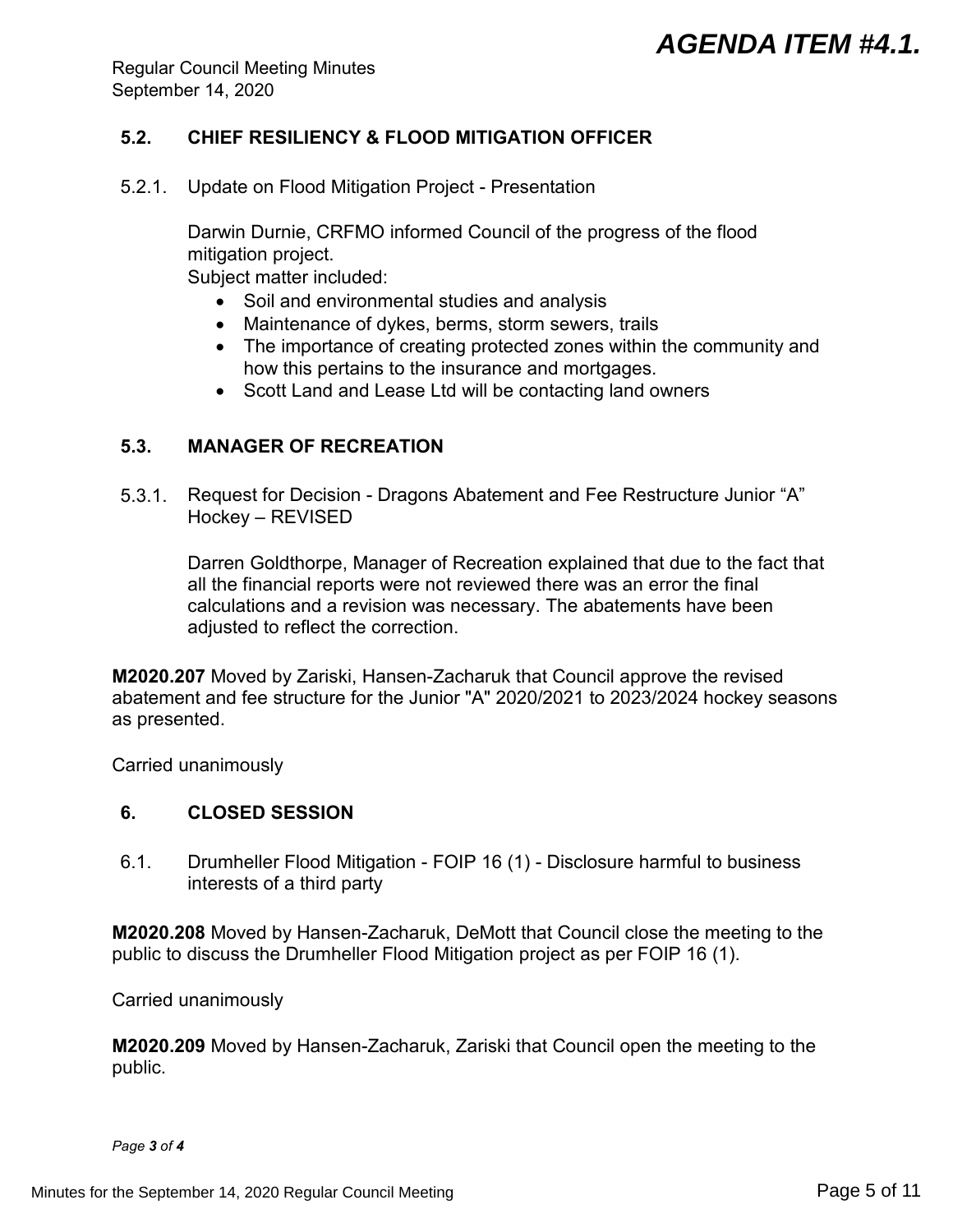### 5.2. CHIEF RESILIENCY & FLOOD MITIGATION OFFICER

5.2.1. Update on Flood Mitigation Project - Presentation

Darwin Durnie, CRFMO informed Council of the progress of the flood mitigation project.
Subject matter included:

- Soil and environmental studies and analysis
- Maintenance of dykes, berms, storm sewers, trails
- The importance of creating protected zones within the community and how this pertains to the insurance and mortgages.
- Scott Land and Lease Ltd will be contacting land owners

### 5.3. MANAGER OF RECREATION

5.3.1. Request for Decision - Dragons Abatement and Fee Restructure Junior "A" Hockey – REVISED

Darren Goldthorpe, Manager of Recreation explained that due to the fact that all the financial reports were not reviewed there was an error the final calculations and a revision was necessary. The abatements have been adjusted to reflect the correction.

**M2020.207** Moved by Zariski, Hansen-Zacharuk that Council approve the revised abatement and fee structure for the Junior "A" 2020/2021 to 2023/2024 hockey seasons as presented.

Carried unanimously

## 6. CLOSED SESSION

6.1. Drumheller Flood Mitigation - FOIP 16 (1) - Disclosure harmful to business interests of a third party

**M2020.208** Moved by Hansen-Zacharuk, DeMott that Council close the meeting to the public to discuss the Drumheller Flood Mitigation project as per FOIP 16 (1).

Carried unanimously

**M2020.209** Moved by Hansen-Zacharuk, Zariski that Council open the meeting to the public.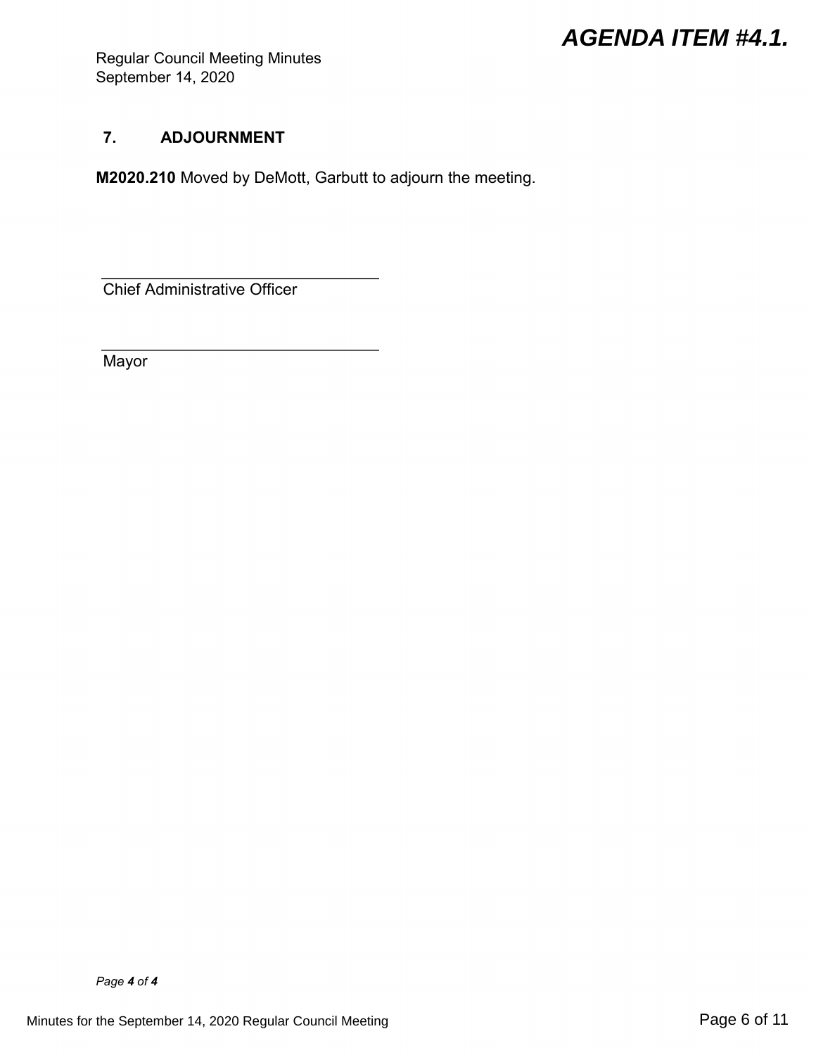## 7. ADJOURNMENT

**M2020.210** Moved by DeMott, Garbutt to adjourn the meeting.

\_\_\_\_\_\_\_\_\_\_\_\_\_\_\_\_\_\_\_\_\_\_\_\_\_\_\_\_\_\_\_\_

Chief Administrative Officer

\_\_\_\_\_\_\_\_\_\_\_\_\_\_\_\_\_\_\_\_\_\_\_\_\_\_\_\_\_\_\_\_

Mayor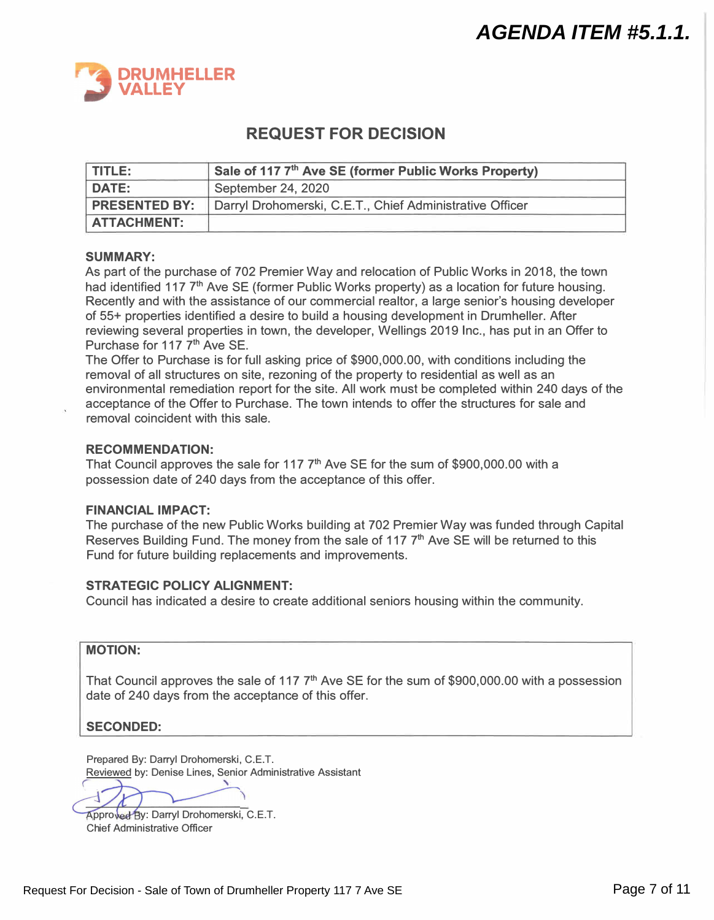**AGENDA ITEM #5.1.1.**

DRUMHELLER VALLEY

# REQUEST FOR DECISION

| | |
|---|---|
| **TITLE:** | **Sale of 117 7th Ave SE (former Public Works Property)** |
| **DATE:** | September 24, 2020 |
| **PRESENTED BY:** | Darryl Drohomerski, C.E.T., Chief Administrative Officer |
| **ATTACHMENT:** | |

### SUMMARY:

As part of the purchase of 702 Premier Way and relocation of Public Works in 2018, the town had identified 117 7th Ave SE (former Public Works property) as a location for future housing. Recently and with the assistance of our commercial realtor, a large senior's housing developer of 55+ properties identified a desire to build a housing development in Drumheller. After reviewing several properties in town, the developer, Wellings 2019 Inc., has put in an Offer to Purchase for 117 7th Ave SE.

The Offer to Purchase is for full asking price of $900,000.00, with conditions including the removal of all structures on site, rezoning of the property to residential as well as an environmental remediation report for the site. All work must be completed within 240 days of the acceptance of the Offer to Purchase. The town intends to offer the structures for sale and removal coincident with this sale.

### RECOMMENDATION:

That Council approves the sale for 117 7th Ave SE for the sum of $900,000.00 with a possession date of 240 days from the acceptance of this offer.

### FINANCIAL IMPACT:

The purchase of the new Public Works building at 702 Premier Way was funded through Capital Reserves Building Fund. The money from the sale of 117 7th Ave SE will be returned to this Fund for future building replacements and improvements.

### STRATEGIC POLICY ALIGNMENT:

Council has indicated a desire to create additional seniors housing within the community.

---

**MOTION:**

That Council approves the sale of 117 7th Ave SE for the sum of $900,000.00 with a possession date of 240 days from the acceptance of this offer.

**SECONDED:**

---

Prepared By: Darryl Drohomerski, C.E.T.
Reviewed by: Denise Lines, Senior Administrative Assistant

Approved By: Darryl Drohomerski, C.E.T.
Chief Administrative Officer

Request For Decision - Sale of Town of Drumheller Property 117 7 Ave SE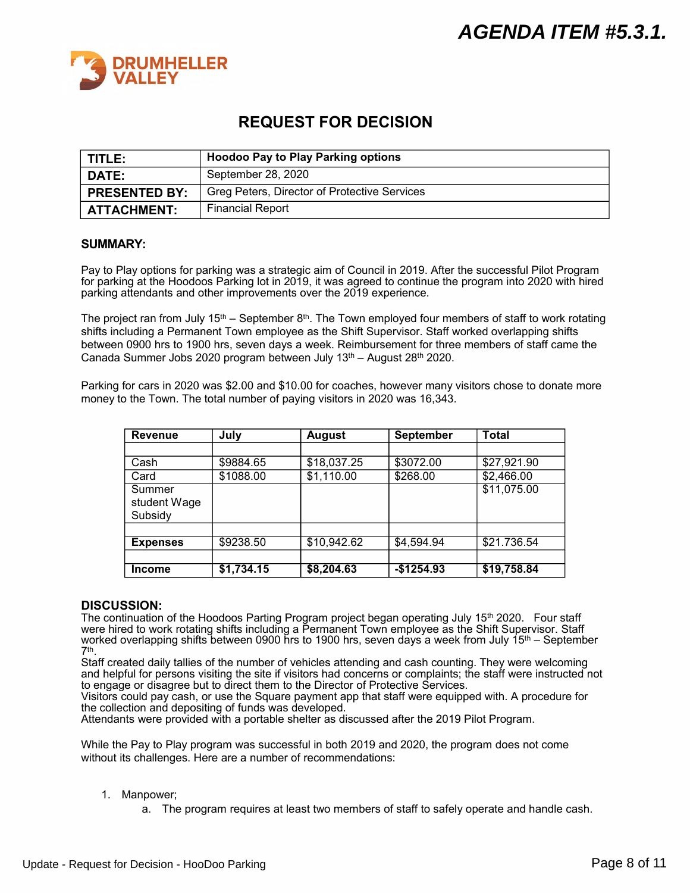**AGENDA ITEM #5.3.1.**

DRUMHELLER VALLEY

# REQUEST FOR DECISION

| | |
|---|---|
| **TITLE:** | **Hoodoo Pay to Play Parking options** |
| **DATE:** | September 28, 2020 |
| **PRESENTED BY:** | Greg Peters, Director of Protective Services |
| **ATTACHMENT:** | Financial Report |

## SUMMARY:

Pay to Play options for parking was a strategic aim of Council in 2019. After the successful Pilot Program for parking at the Hoodoos Parking lot in 2019, it was agreed to continue the program into 2020 with hired parking attendants and other improvements over the 2019 experience.

The project ran from July 15th – September 8th. The Town employed four members of staff to work rotating shifts including a Permanent Town employee as the Shift Supervisor. Staff worked overlapping shifts between 0900 hrs to 1900 hrs, seven days a week. Reimbursement for three members of staff came the Canada Summer Jobs 2020 program between July 13th – August 28th 2020.

Parking for cars in 2020 was $2.00 and $10.00 for coaches, however many visitors chose to donate more money to the Town. The total number of paying visitors in 2020 was 16,343.

| **Revenue** | **July** | **August** | **September** | **Total** |
|---|---|---|---|---|
| | | | | |
| Cash | $9884.65 | $18,037.25 | $3072.00 | $27,921.90 |
| Card | $1088.00 | $1,110.00 | $268.00 | $2,466.00 |
| Summer student Wage Subsidy | | | | $11,075.00 |
| | | | | |
| **Expenses** | $9238.50 | $10,942.62 | $4,594.94 | $21.736.54 |
| | | | | |
| **Income** | **$1,734.15** | **$8,204.63** | **-$1254.93** | **$19,758.84** |

## DISCUSSION:

The continuation of the Hoodoos Parting Program project began operating July 15th 2020. Four staff were hired to work rotating shifts including a Permanent Town employee as the Shift Supervisor. Staff worked overlapping shifts between 0900 hrs to 1900 hrs, seven days a week from July 15th – September 7th.

Staff created daily tallies of the number of vehicles attending and cash counting. They were welcoming and helpful for persons visiting the site if visitors had concerns or complaints; the staff were instructed not to engage or disagree but to direct them to the Director of Protective Services.

Visitors could pay cash, or use the Square payment app that staff were equipped with. A procedure for the collection and depositing of funds was developed.

Attendants were provided with a portable shelter as discussed after the 2019 Pilot Program.

While the Pay to Play program was successful in both 2019 and 2020, the program does not come without its challenges. Here are a number of recommendations:

1. Manpower;
    a. The program requires at least two members of staff to safely operate and handle cash.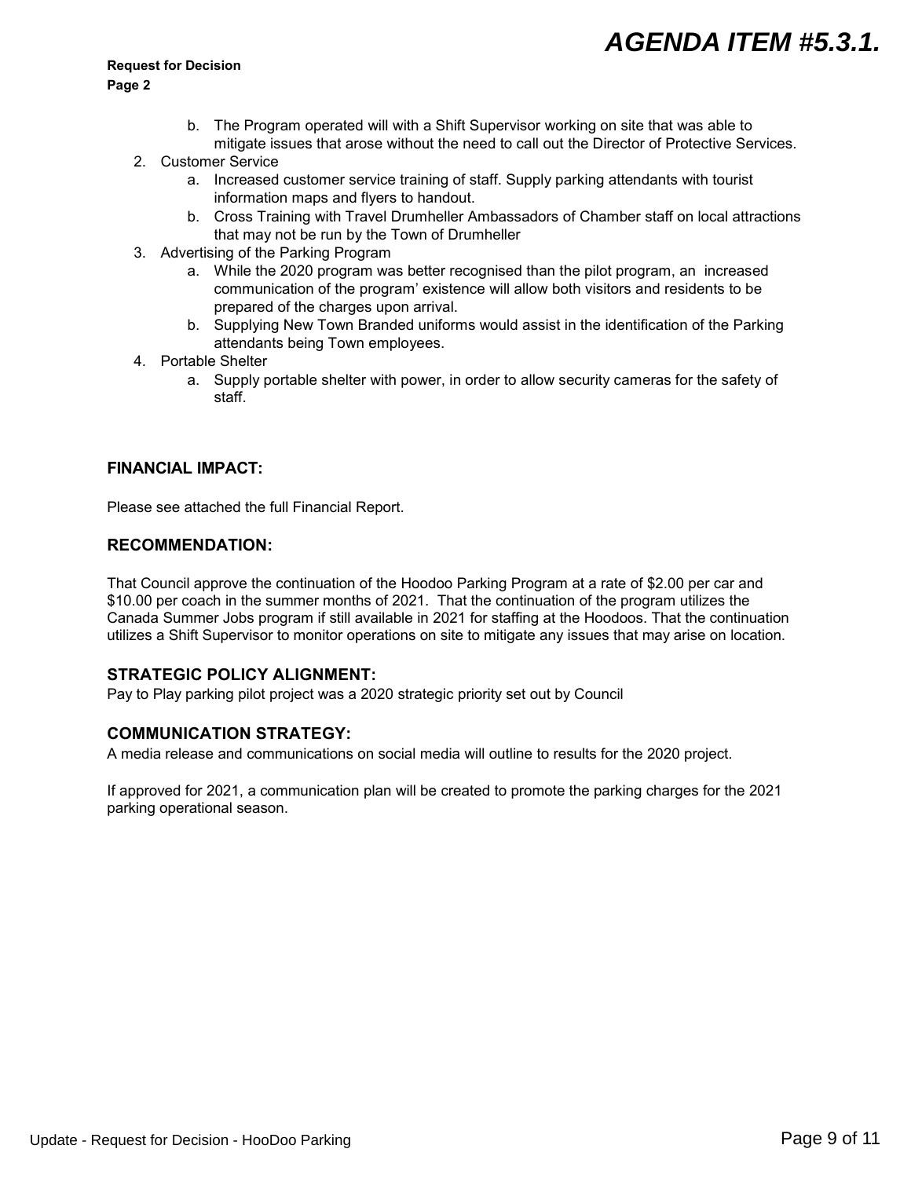# AGENDA ITEM #5.3.1.

**Request for Decision**
**Page 2**

   b. The Program operated will with a Shift Supervisor working on site that was able to mitigate issues that arose without the need to call out the Director of Protective Services.

2. Customer Service
   a. Increased customer service training of staff. Supply parking attendants with tourist information maps and flyers to handout.
   b. Cross Training with Travel Drumheller Ambassadors of Chamber staff on local attractions that may not be run by the Town of Drumheller
3. Advertising of the Parking Program
   a. While the 2020 program was better recognised than the pilot program, an increased communication of the program' existence will allow both visitors and residents to be prepared of the charges upon arrival.
   b. Supplying New Town Branded uniforms would assist in the identification of the Parking attendants being Town employees.
4. Portable Shelter
   a. Supply portable shelter with power, in order to allow security cameras for the safety of staff.

### FINANCIAL IMPACT:

Please see attached the full Financial Report.

### RECOMMENDATION:

That Council approve the continuation of the Hoodoo Parking Program at a rate of $2.00 per car and $10.00 per coach in the summer months of 2021. That the continuation of the program utilizes the Canada Summer Jobs program if still available in 2021 for staffing at the Hoodoos. That the continuation utilizes a Shift Supervisor to monitor operations on site to mitigate any issues that may arise on location.

### STRATEGIC POLICY ALIGNMENT:

Pay to Play parking pilot project was a 2020 strategic priority set out by Council

### COMMUNICATION STRATEGY:

A media release and communications on social media will outline to results for the 2020 project.

If approved for 2021, a communication plan will be created to promote the parking charges for the 2021 parking operational season.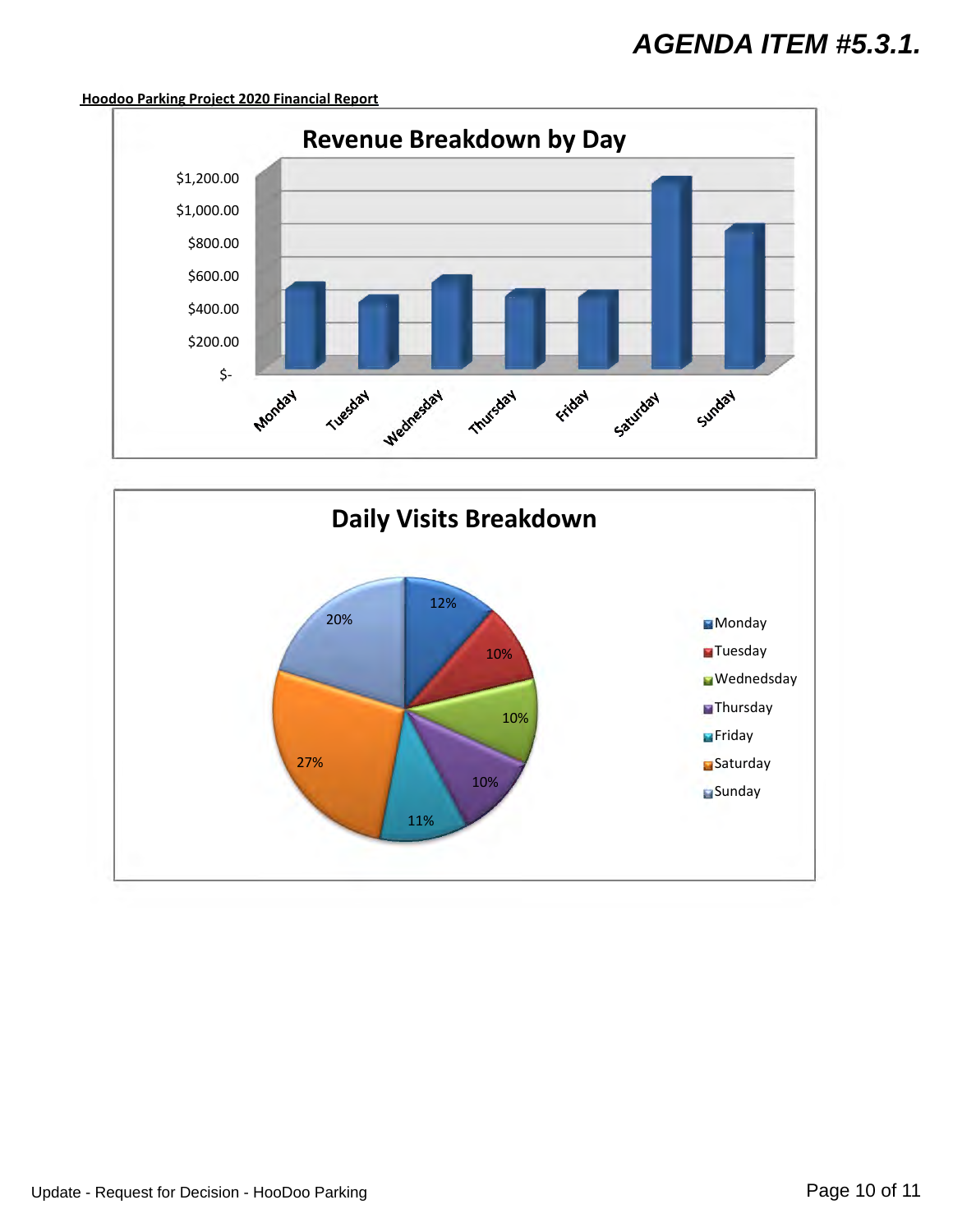# AGENDA ITEM #5.3.1.

**Hoodoo Parking Project 2020 Financial Report**

## Revenue Breakdown by Day

$1,200.00
$1,000.00
$800.00
$600.00
$400.00
$200.00
$-

Monday Tuesday Wednesday Thursday Friday Saturday Sunday

## Daily Visits Breakdown

| Day | Share |
|---|---|
| Monday | 12% |
| Tuesday | 10% |
| Wednesday | 10% |
| Thursday | 10% |
| Friday | 11% |
| Saturday | 27% |
| Sunday | 20% |

Monday
Tuesday
Wednedsday
Thursday
Friday
Saturday
Sunday

Update - Request for Decision - HooDoo Parking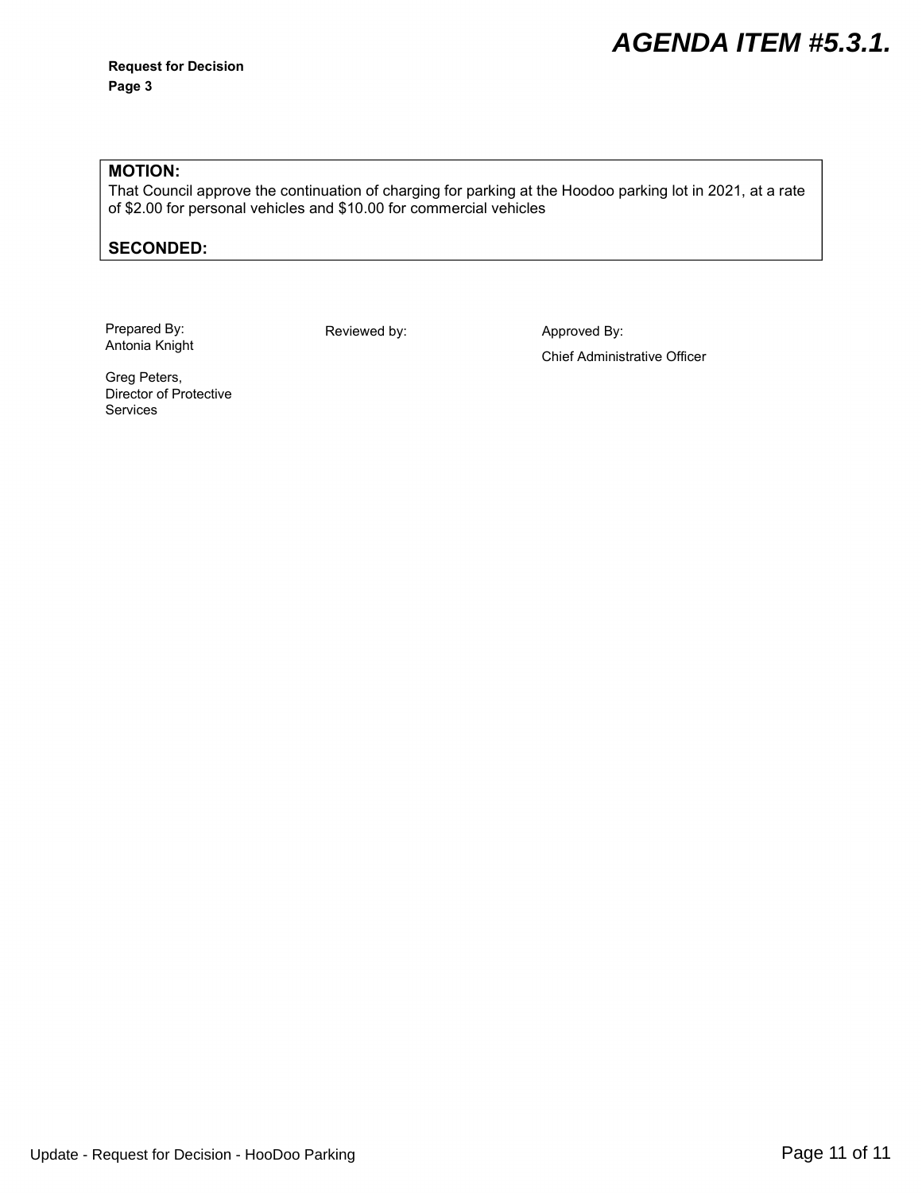**Request for Decision**
**Page 3**

**MOTION:**
That Council approve the continuation of charging for parking at the Hoodoo parking lot in 2021, at a rate of $2.00 for personal vehicles and $10.00 for commercial vehicles

**SECONDED:**

Prepared By:
Antonia Knight

Greg Peters,
Director of Protective Services

Reviewed by:

Approved By:

Chief Administrative Officer